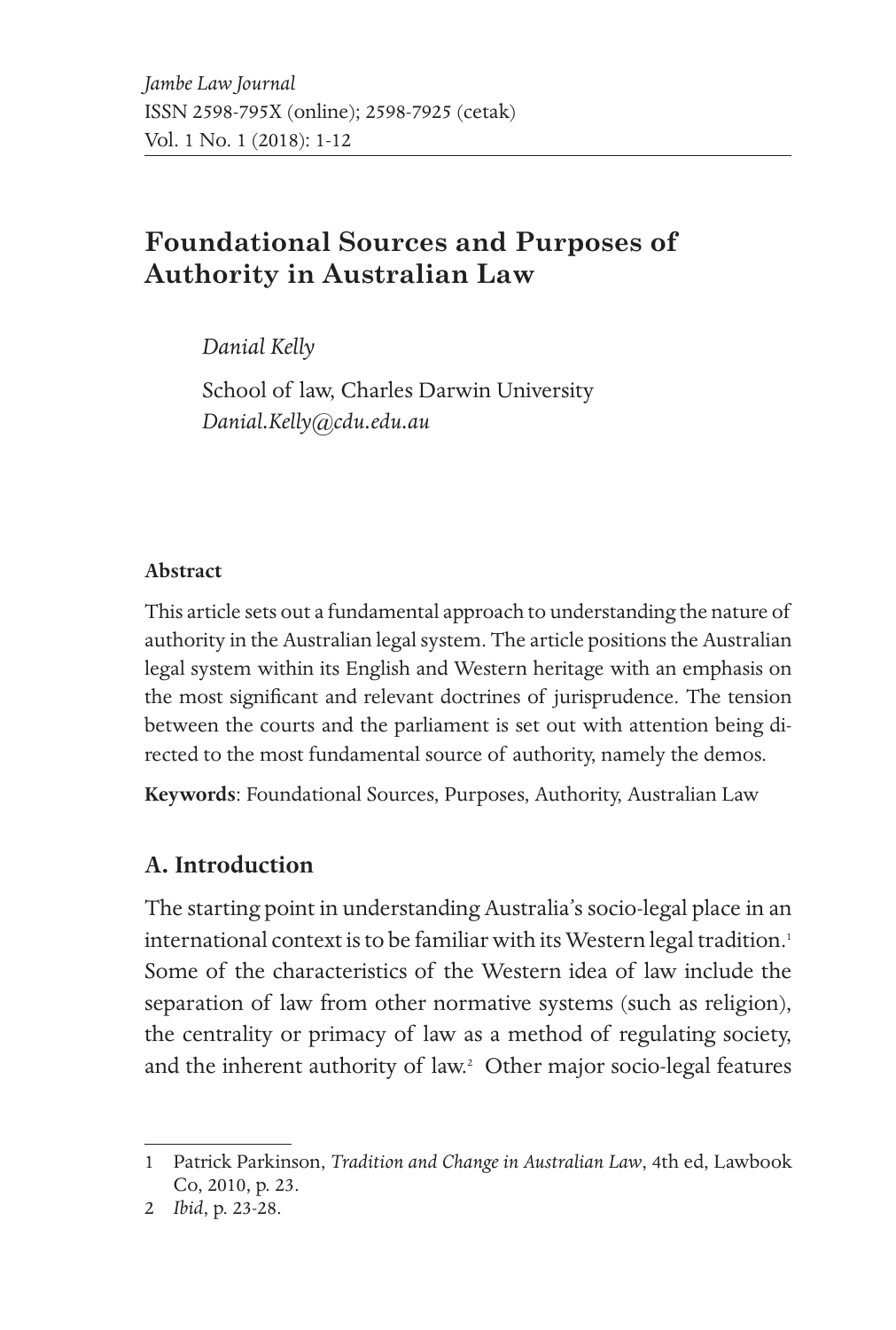# Foundational Sources and Purposes of Authority in Australian Law

*Danial Kelly*

School of law, Charles Darwin University
*Danial.Kelly@cdu.edu.au*

**Abstract**

This article sets out a fundamental approach to understanding the nature of authority in the Australian legal system. The article positions the Australian legal system within its English and Western heritage with an emphasis on the most significant and relevant doctrines of jurisprudence. The tension between the courts and the parliament is set out with attention being directed to the most fundamental source of authority, namely the demos.

**Keywords**: Foundational Sources, Purposes, Authority, Australian Law

## A. Introduction

The starting point in understanding Australia's socio-legal place in an international context is to be familiar with its Western legal tradition.[1] Some of the characteristics of the Western idea of law include the separation of law from other normative systems (such as religion), the centrality or primacy of law as a method of regulating society, and the inherent authority of law.[2] Other major socio-legal features

---

1 Patrick Parkinson, *Tradition and Change in Australian Law*, 4th ed, Lawbook Co, 2010, p. 23.

2 *Ibid*, p. 23-28.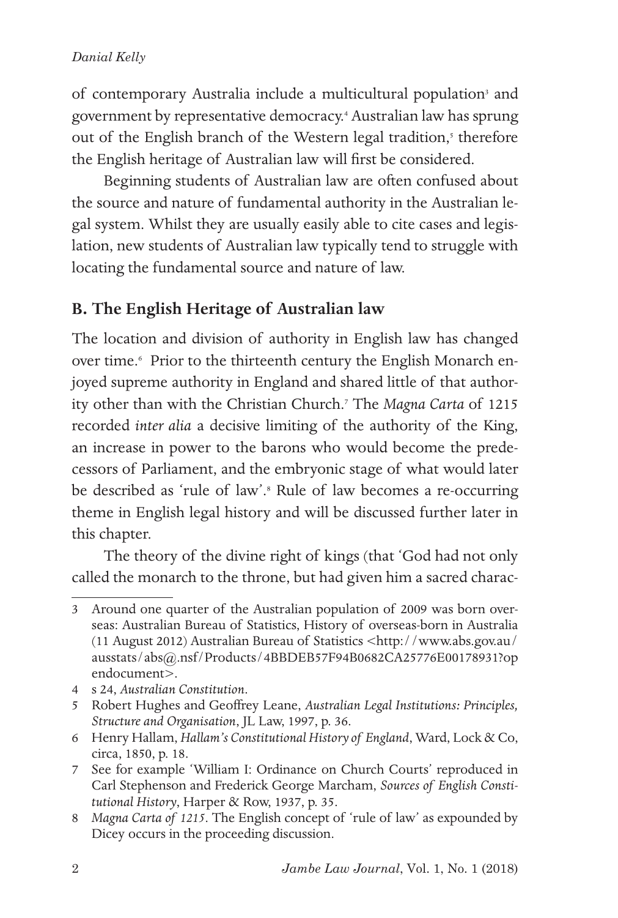of contemporary Australia include a multicultural population[3] and government by representative democracy.[4] Australian law has sprung out of the English branch of the Western legal tradition,[5] therefore the English heritage of Australian law will first be considered.

Beginning students of Australian law are often confused about the source and nature of fundamental authority in the Australian legal system. Whilst they are usually easily able to cite cases and legislation, new students of Australian law typically tend to struggle with locating the fundamental source and nature of law.

## B. The English Heritage of Australian law

The location and division of authority in English law has changed over time.[6] Prior to the thirteenth century the English Monarch enjoyed supreme authority in England and shared little of that authority other than with the Christian Church.[7] The *Magna Carta* of 1215 recorded *inter alia* a decisive limiting of the authority of the King, an increase in power to the barons who would become the predecessors of Parliament, and the embryonic stage of what would later be described as 'rule of law'.[8] Rule of law becomes a re-occurring theme in English legal history and will be discussed further later in this chapter.

The theory of the divine right of kings (that 'God had not only called the monarch to the throne, but had given him a sacred charac-

---

3 Around one quarter of the Australian population of 2009 was born overseas: Australian Bureau of Statistics, History of overseas-born in Australia (11 August 2012) Australian Bureau of Statistics <http://www.abs.gov.au/ausstats/abs@.nsf/Products/4BBDEB57F94B0682CA25776E00178931?opendocument>.

4 s 24, *Australian Constitution*.

5 Robert Hughes and Geoffrey Leane, *Australian Legal Institutions: Principles, Structure and Organisation*, JL Law, 1997, p. 36.

6 Henry Hallam, *Hallam's Constitutional History of England*, Ward, Lock & Co, circa, 1850, p. 18.

7 See for example 'William I: Ordinance on Church Courts' reproduced in Carl Stephenson and Frederick George Marcham, *Sources of English Constitutional History*, Harper & Row, 1937, p. 35.

8 *Magna Carta of 1215*. The English concept of 'rule of law' as expounded by Dicey occurs in the proceeding discussion.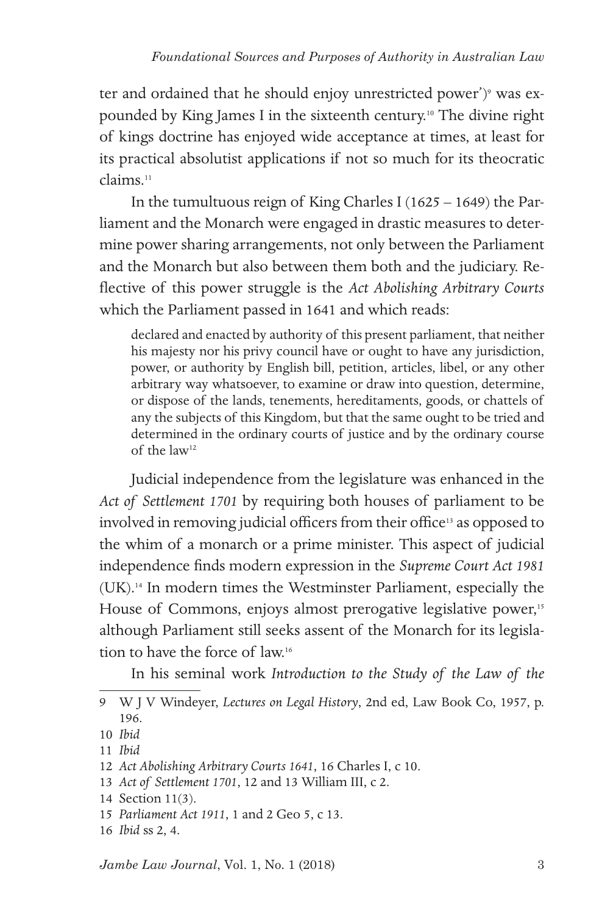ter and ordained that he should enjoy unrestricted power')[9] was expounded by King James I in the sixteenth century.[10] The divine right of kings doctrine has enjoyed wide acceptance at times, at least for its practical absolutist applications if not so much for its theocratic claims.[11]

In the tumultuous reign of King Charles I (1625 – 1649) the Parliament and the Monarch were engaged in drastic measures to determine power sharing arrangements, not only between the Parliament and the Monarch but also between them both and the judiciary. Reflective of this power struggle is the *Act Abolishing Arbitrary Courts* which the Parliament passed in 1641 and which reads:

> declared and enacted by authority of this present parliament, that neither his majesty nor his privy council have or ought to have any jurisdiction, power, or authority by English bill, petition, articles, libel, or any other arbitrary way whatsoever, to examine or draw into question, determine, or dispose of the lands, tenements, hereditaments, goods, or chattels of any the subjects of this Kingdom, but that the same ought to be tried and determined in the ordinary courts of justice and by the ordinary course of the law[12]

Judicial independence from the legislature was enhanced in the *Act of Settlement 1701* by requiring both houses of parliament to be involved in removing judicial officers from their office[13] as opposed to the whim of a monarch or a prime minister. This aspect of judicial independence finds modern expression in the *Supreme Court Act 1981* (UK).[14] In modern times the Westminster Parliament, especially the House of Commons, enjoys almost prerogative legislative power,[15] although Parliament still seeks assent of the Monarch for its legislation to have the force of law.[16]

In his seminal work *Introduction to the Study of the Law of the*

---

9 W J V Windeyer, *Lectures on Legal History*, 2nd ed, Law Book Co, 1957, p. 196.

10 *Ibid*

11 *Ibid*

12 *Act Abolishing Arbitrary Courts 1641*, 16 Charles I, c 10.

13 *Act of Settlement 1701*, 12 and 13 William III, c 2.

14 Section 11(3).

15 *Parliament Act 1911*, 1 and 2 Geo 5, c 13.

16 *Ibid* ss 2, 4.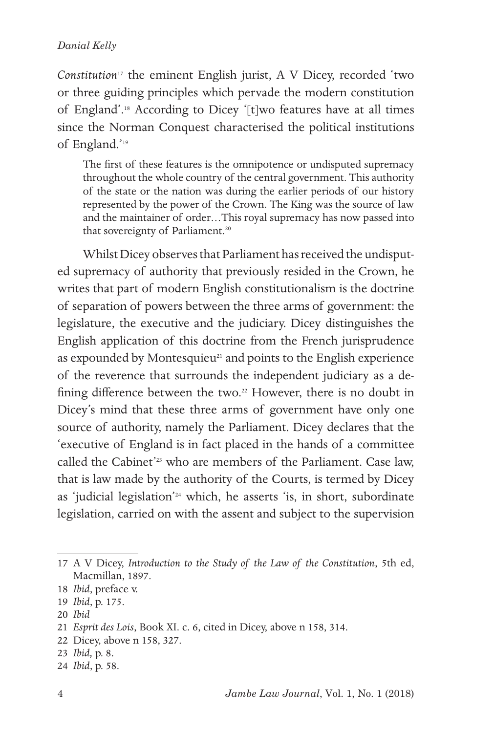*Constitution*[17] the eminent English jurist, A V Dicey, recorded 'two or three guiding principles which pervade the modern constitution of England'.[18] According to Dicey '[t]wo features have at all times since the Norman Conquest characterised the political institutions of England.'[19]

> The first of these features is the omnipotence or undisputed supremacy throughout the whole country of the central government. This authority of the state or the nation was during the earlier periods of our history represented by the power of the Crown. The King was the source of law and the maintainer of order…This royal supremacy has now passed into that sovereignty of Parliament.[20]

Whilst Dicey observes that Parliament has received the undisputed supremacy of authority that previously resided in the Crown, he writes that part of modern English constitutionalism is the doctrine of separation of powers between the three arms of government: the legislature, the executive and the judiciary. Dicey distinguishes the English application of this doctrine from the French jurisprudence as expounded by Montesquieu[21] and points to the English experience of the reverence that surrounds the independent judiciary as a defining difference between the two.[22] However, there is no doubt in Dicey's mind that these three arms of government have only one source of authority, namely the Parliament. Dicey declares that the 'executive of England is in fact placed in the hands of a committee called the Cabinet'[23] who are members of the Parliament. Case law, that is law made by the authority of the Courts, is termed by Dicey as 'judicial legislation'[24] which, he asserts 'is, in short, subordinate legislation, carried on with the assent and subject to the supervision

---

17 A V Dicey, *Introduction to the Study of the Law of the Constitution*, 5th ed, Macmillan, 1897.

18 *Ibid*, preface v.

19 *Ibid*, p. 175.

20 *Ibid*

21 *Esprit des Lois*, Book XI. c. 6, cited in Dicey, above n 158, 314.

22 Dicey, above n 158, 327.

23 *Ibid,* p. 8.

24 *Ibid*, p. 58.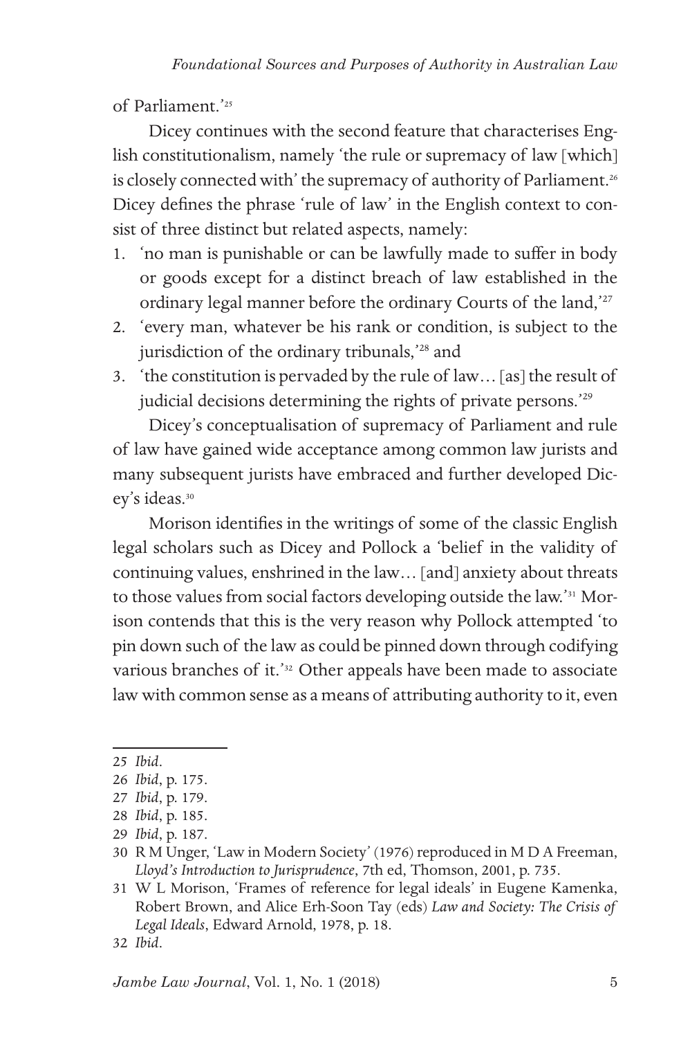of Parliament.'[25]

Dicey continues with the second feature that characterises English constitutionalism, namely 'the rule or supremacy of law [which] is closely connected with' the supremacy of authority of Parliament.[26] Dicey defines the phrase 'rule of law' in the English context to consist of three distinct but related aspects, namely:

1. 'no man is punishable or can be lawfully made to suffer in body or goods except for a distinct breach of law established in the ordinary legal manner before the ordinary Courts of the land,'[27]
2. 'every man, whatever be his rank or condition, is subject to the jurisdiction of the ordinary tribunals,'[28] and
3. 'the constitution is pervaded by the rule of law… [as] the result of judicial decisions determining the rights of private persons.'[29]

Dicey's conceptualisation of supremacy of Parliament and rule of law have gained wide acceptance among common law jurists and many subsequent jurists have embraced and further developed Dicey's ideas.[30]

Morison identifies in the writings of some of the classic English legal scholars such as Dicey and Pollock a 'belief in the validity of continuing values, enshrined in the law… [and] anxiety about threats to those values from social factors developing outside the law.'[31] Morison contends that this is the very reason why Pollock attempted 'to pin down such of the law as could be pinned down through codifying various branches of it.'[32] Other appeals have been made to associate law with common sense as a means of attributing authority to it, even

---

25 *Ibid*.

26 *Ibid*, p. 175.

27 *Ibid*, p. 179.

28 *Ibid*, p. 185.

29 *Ibid*, p. 187.

30 R M Unger, 'Law in Modern Society' (1976) reproduced in M D A Freeman, *Lloyd's Introduction to Jurisprudence*, 7th ed, Thomson, 2001, p. 735.

31 W L Morison, 'Frames of reference for legal ideals' in Eugene Kamenka, Robert Brown, and Alice Erh-Soon Tay (eds) *Law and Society: The Crisis of Legal Ideals*, Edward Arnold, 1978, p. 18.

32 *Ibid*.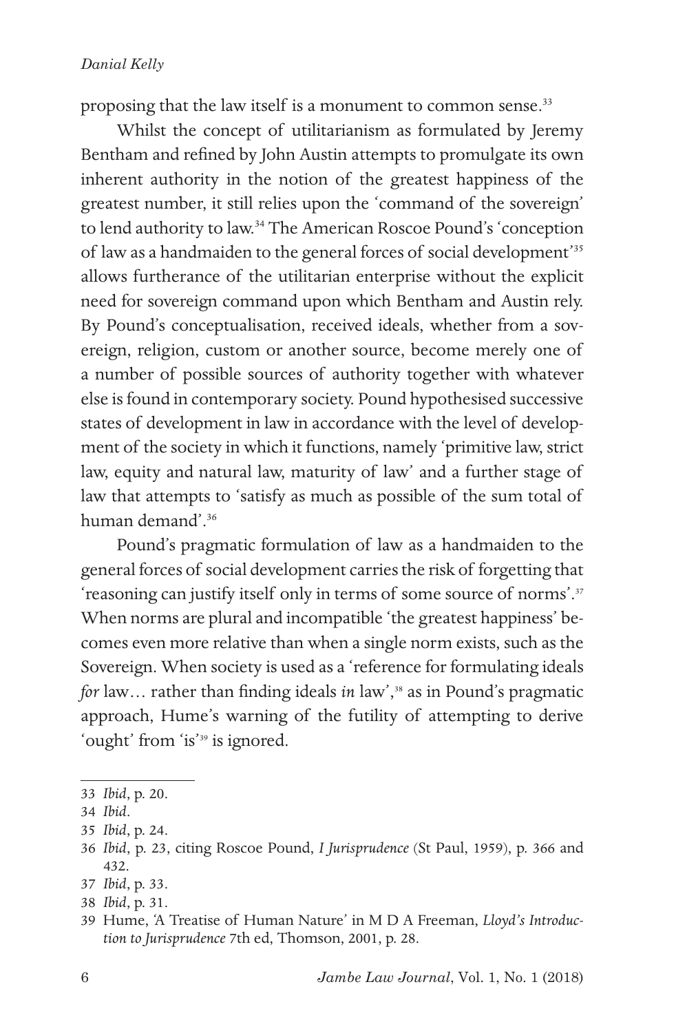proposing that the law itself is a monument to common sense.[33]

Whilst the concept of utilitarianism as formulated by Jeremy Bentham and refined by John Austin attempts to promulgate its own inherent authority in the notion of the greatest happiness of the greatest number, it still relies upon the 'command of the sovereign' to lend authority to law.[34] The American Roscoe Pound's 'conception of law as a handmaiden to the general forces of social development'[35] allows furtherance of the utilitarian enterprise without the explicit need for sovereign command upon which Bentham and Austin rely. By Pound's conceptualisation, received ideals, whether from a sovereign, religion, custom or another source, become merely one of a number of possible sources of authority together with whatever else is found in contemporary society. Pound hypothesised successive states of development in law in accordance with the level of development of the society in which it functions, namely 'primitive law, strict law, equity and natural law, maturity of law' and a further stage of law that attempts to 'satisfy as much as possible of the sum total of human demand'.[36]

Pound's pragmatic formulation of law as a handmaiden to the general forces of social development carries the risk of forgetting that 'reasoning can justify itself only in terms of some source of norms'.[37] When norms are plural and incompatible 'the greatest happiness' becomes even more relative than when a single norm exists, such as the Sovereign. When society is used as a 'reference for formulating ideals *for* law… rather than finding ideals *in* law',[38] as in Pound's pragmatic approach, Hume's warning of the futility of attempting to derive 'ought' from 'is'[39] is ignored.

---

33 *Ibid*, p. 20.

34 *Ibid*.

35 *Ibid*, p. 24.

36 *Ibid*, p. 23, citing Roscoe Pound, *I Jurisprudence* (St Paul, 1959), p. 366 and 432.

37 *Ibid*, p. 33.

38 *Ibid*, p. 31.

39 Hume, 'A Treatise of Human Nature' in M D A Freeman, *Lloyd's Introduction to Jurisprudence* 7th ed, Thomson, 2001, p. 28.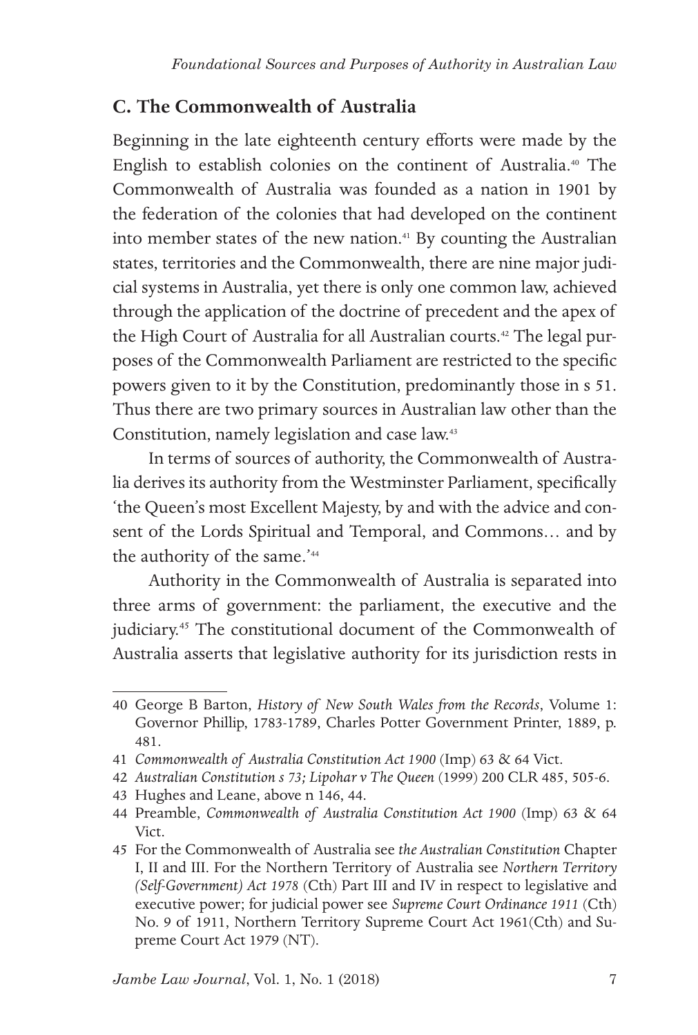## C. The Commonwealth of Australia

Beginning in the late eighteenth century efforts were made by the English to establish colonies on the continent of Australia.[40] The Commonwealth of Australia was founded as a nation in 1901 by the federation of the colonies that had developed on the continent into member states of the new nation.[41] By counting the Australian states, territories and the Commonwealth, there are nine major judicial systems in Australia, yet there is only one common law, achieved through the application of the doctrine of precedent and the apex of the High Court of Australia for all Australian courts.[42] The legal purposes of the Commonwealth Parliament are restricted to the specific powers given to it by the Constitution, predominantly those in s 51. Thus there are two primary sources in Australian law other than the Constitution, namely legislation and case law.[43]

In terms of sources of authority, the Commonwealth of Australia derives its authority from the Westminster Parliament, specifically 'the Queen's most Excellent Majesty, by and with the advice and consent of the Lords Spiritual and Temporal, and Commons… and by the authority of the same.'[44]

Authority in the Commonwealth of Australia is separated into three arms of government: the parliament, the executive and the judiciary.[45] The constitutional document of the Commonwealth of Australia asserts that legislative authority for its jurisdiction rests in

---

40 George B Barton, *History of New South Wales from the Records*, Volume 1: Governor Phillip, 1783-1789, Charles Potter Government Printer, 1889, p. 481.

41 *Commonwealth of Australia Constitution Act 1900* (Imp) 63 & 64 Vict.

42 *Australian Constitution s 73; Lipohar v The Queen* (1999) 200 CLR 485, 505-6.

43 Hughes and Leane, above n 146, 44.

44 Preamble, *Commonwealth of Australia Constitution Act 1900* (Imp) 63 & 64 Vict.

45 For the Commonwealth of Australia see *the Australian Constitution* Chapter I, II and III. For the Northern Territory of Australia see *Northern Territory (Self-Government) Act 1978* (Cth) Part III and IV in respect to legislative and executive power; for judicial power see *Supreme Court Ordinance 1911* (Cth) No. 9 of 1911, Northern Territory Supreme Court Act 1961(Cth) and Supreme Court Act 1979 (NT).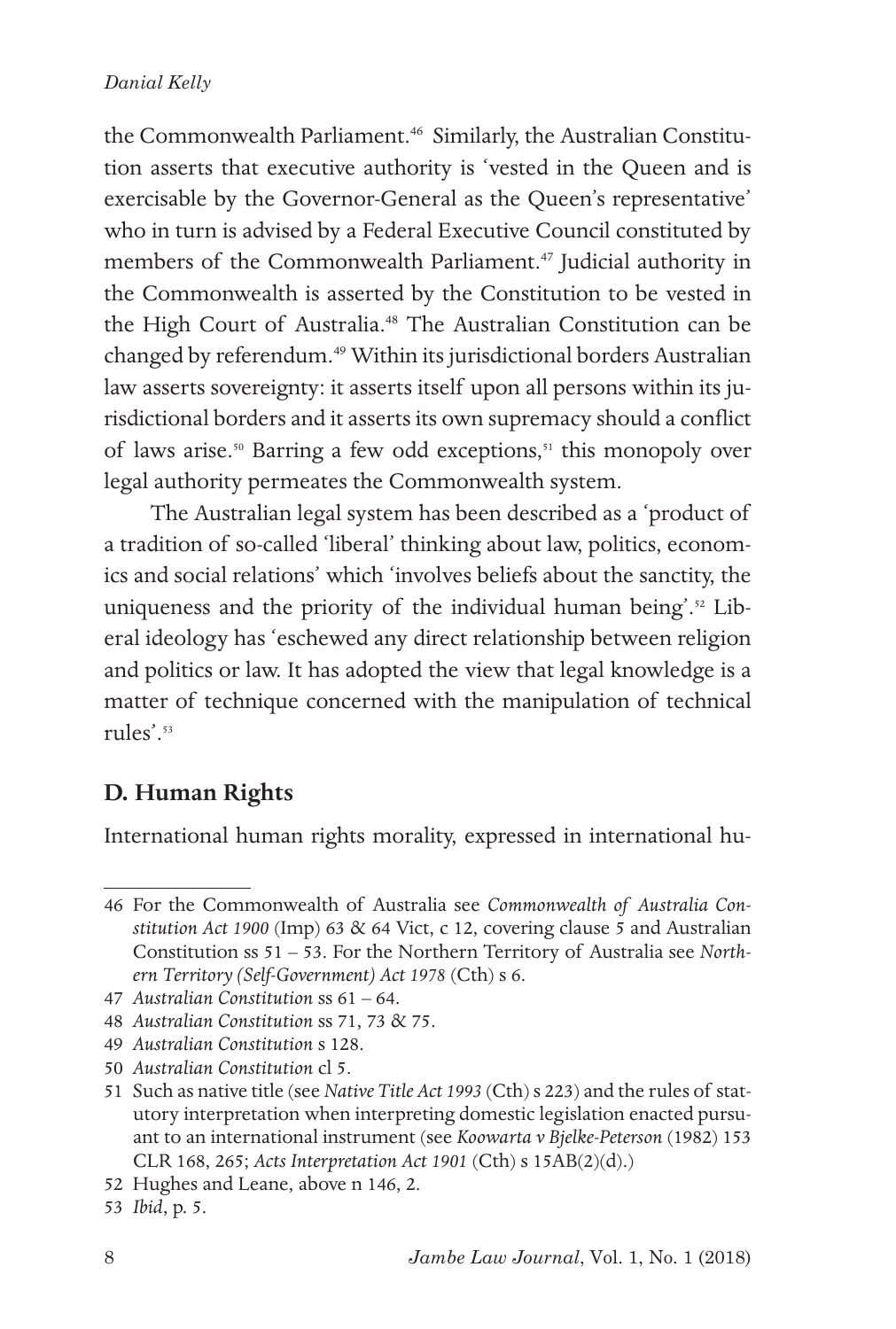the Commonwealth Parliament.[46] Similarly, the Australian Constitution asserts that executive authority is 'vested in the Queen and is exercisable by the Governor-General as the Queen's representative' who in turn is advised by a Federal Executive Council constituted by members of the Commonwealth Parliament.[47] Judicial authority in the Commonwealth is asserted by the Constitution to be vested in the High Court of Australia.[48] The Australian Constitution can be changed by referendum.[49] Within its jurisdictional borders Australian law asserts sovereignty: it asserts itself upon all persons within its jurisdictional borders and it asserts its own supremacy should a conflict of laws arise.[50] Barring a few odd exceptions,[51] this monopoly over legal authority permeates the Commonwealth system.

The Australian legal system has been described as a 'product of a tradition of so-called 'liberal' thinking about law, politics, economics and social relations' which 'involves beliefs about the sanctity, the uniqueness and the priority of the individual human being'.[52] Liberal ideology has 'eschewed any direct relationship between religion and politics or law. It has adopted the view that legal knowledge is a matter of technique concerned with the manipulation of technical rules'.[53]

## D. Human Rights

International human rights morality, expressed in international hu-

---

46 For the Commonwealth of Australia see *Commonwealth of Australia Constitution Act 1900* (Imp) 63 & 64 Vict, c 12, covering clause 5 and Australian Constitution ss 51 – 53. For the Northern Territory of Australia see *Northern Territory (Self-Government) Act 1978* (Cth) s 6.

47 *Australian Constitution* ss 61 – 64.

48 *Australian Constitution* ss 71, 73 & 75.

49 *Australian Constitution* s 128.

50 *Australian Constitution* cl 5.

51 Such as native title (see *Native Title Act 1993* (Cth) s 223) and the rules of statutory interpretation when interpreting domestic legislation enacted pursuant to an international instrument (see *Koowarta v Bjelke-Peterson* (1982) 153 CLR 168, 265; *Acts Interpretation Act 1901* (Cth) s 15AB(2)(d).)

52 Hughes and Leane, above n 146, 2.

53 *Ibid*, p. 5.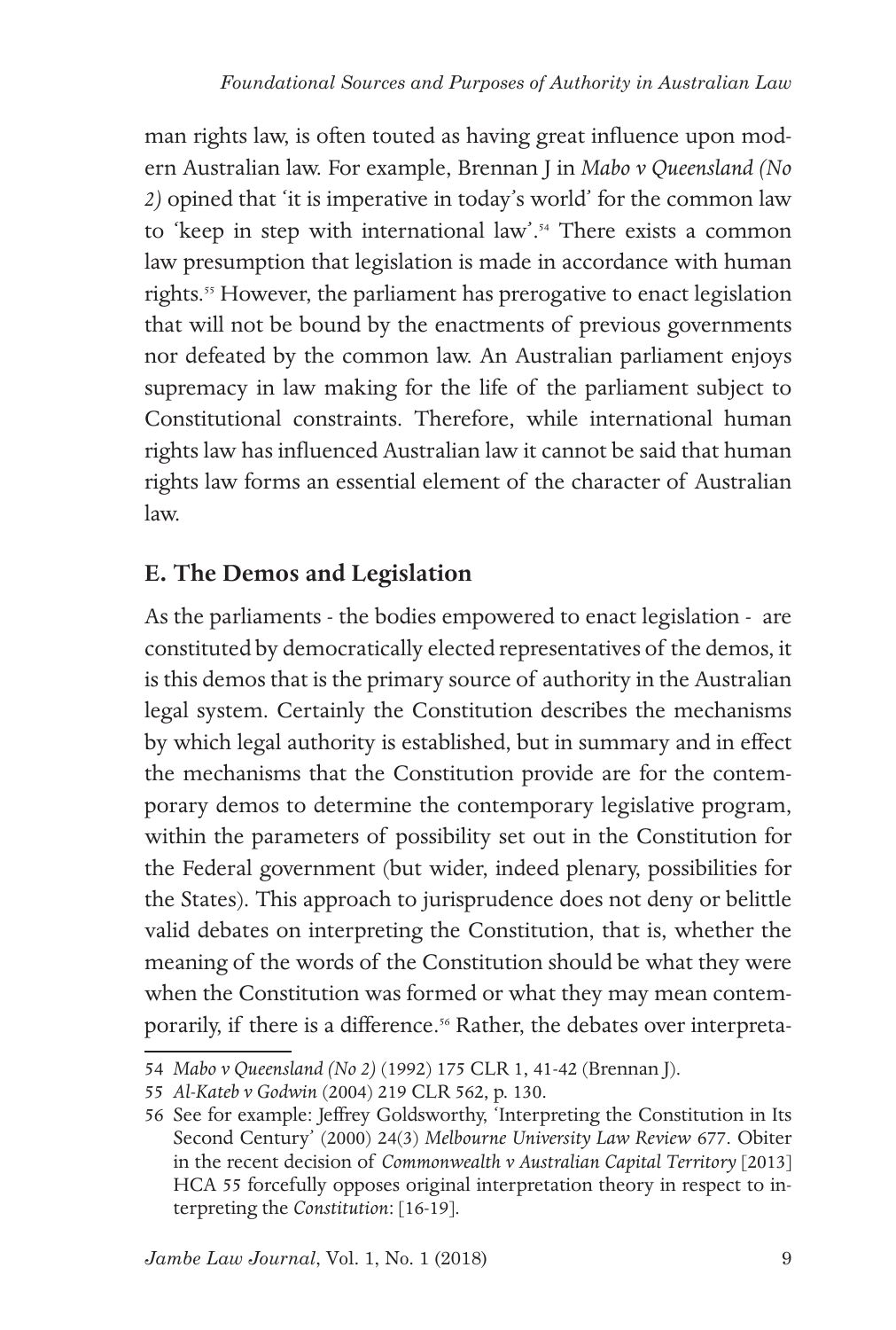man rights law, is often touted as having great influence upon modern Australian law. For example, Brennan J in *Mabo v Queensland (No 2)* opined that 'it is imperative in today's world' for the common law to 'keep in step with international law'.[54] There exists a common law presumption that legislation is made in accordance with human rights.[55] However, the parliament has prerogative to enact legislation that will not be bound by the enactments of previous governments nor defeated by the common law. An Australian parliament enjoys supremacy in law making for the life of the parliament subject to Constitutional constraints. Therefore, while international human rights law has influenced Australian law it cannot be said that human rights law forms an essential element of the character of Australian law.

## E. The Demos and Legislation

As the parliaments - the bodies empowered to enact legislation - are constituted by democratically elected representatives of the demos, it is this demos that is the primary source of authority in the Australian legal system. Certainly the Constitution describes the mechanisms by which legal authority is established, but in summary and in effect the mechanisms that the Constitution provide are for the contemporary demos to determine the contemporary legislative program, within the parameters of possibility set out in the Constitution for the Federal government (but wider, indeed plenary, possibilities for the States). This approach to jurisprudence does not deny or belittle valid debates on interpreting the Constitution, that is, whether the meaning of the words of the Constitution should be what they were when the Constitution was formed or what they may mean contemporarily, if there is a difference.[56] Rather, the debates over interpreta-

---

54 *Mabo v Queensland (No 2)* (1992) 175 CLR 1, 41-42 (Brennan J).

55 *Al-Kateb v Godwin* (2004) 219 CLR 562, p. 130.

56 See for example: Jeffrey Goldsworthy, 'Interpreting the Constitution in Its Second Century' (2000) 24(3) *Melbourne University Law Review* 677. Obiter in the recent decision of *Commonwealth v Australian Capital Territory* [2013] HCA 55 forcefully opposes original interpretation theory in respect to interpreting the *Constitution*: [16-19].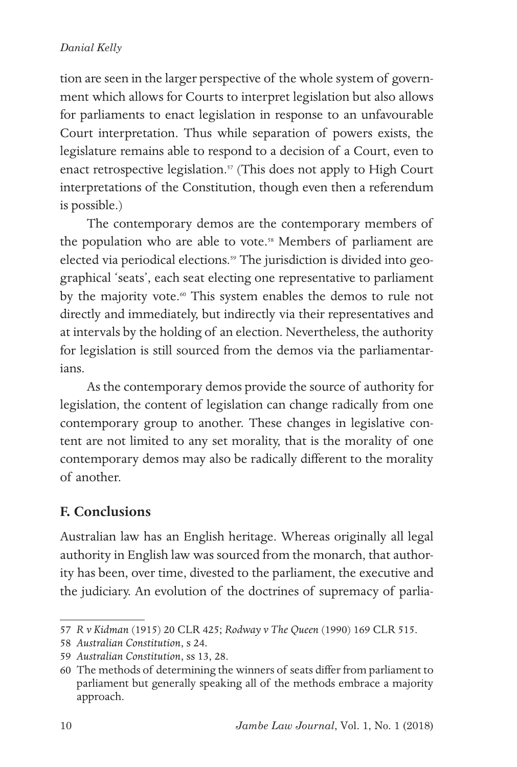tion are seen in the larger perspective of the whole system of government which allows for Courts to interpret legislation but also allows for parliaments to enact legislation in response to an unfavourable Court interpretation. Thus while separation of powers exists, the legislature remains able to respond to a decision of a Court, even to enact retrospective legislation.[57] (This does not apply to High Court interpretations of the Constitution, though even then a referendum is possible.)

The contemporary demos are the contemporary members of the population who are able to vote.[58] Members of parliament are elected via periodical elections.[59] The jurisdiction is divided into geographical 'seats', each seat electing one representative to parliament by the majority vote.[60] This system enables the demos to rule not directly and immediately, but indirectly via their representatives and at intervals by the holding of an election. Nevertheless, the authority for legislation is still sourced from the demos via the parliamentarians.

As the contemporary demos provide the source of authority for legislation, the content of legislation can change radically from one contemporary group to another. These changes in legislative content are not limited to any set morality, that is the morality of one contemporary demos may also be radically different to the morality of another.

## F. Conclusions

Australian law has an English heritage. Whereas originally all legal authority in English law was sourced from the monarch, that authority has been, over time, divested to the parliament, the executive and the judiciary. An evolution of the doctrines of supremacy of parlia-

---

57 *R v Kidman* (1915) 20 CLR 425; *Rodway v The Queen* (1990) 169 CLR 515.

58 *Australian Constitution*, s 24.

59 *Australian Constitution*, ss 13, 28.

60 The methods of determining the winners of seats differ from parliament to parliament but generally speaking all of the methods embrace a majority approach.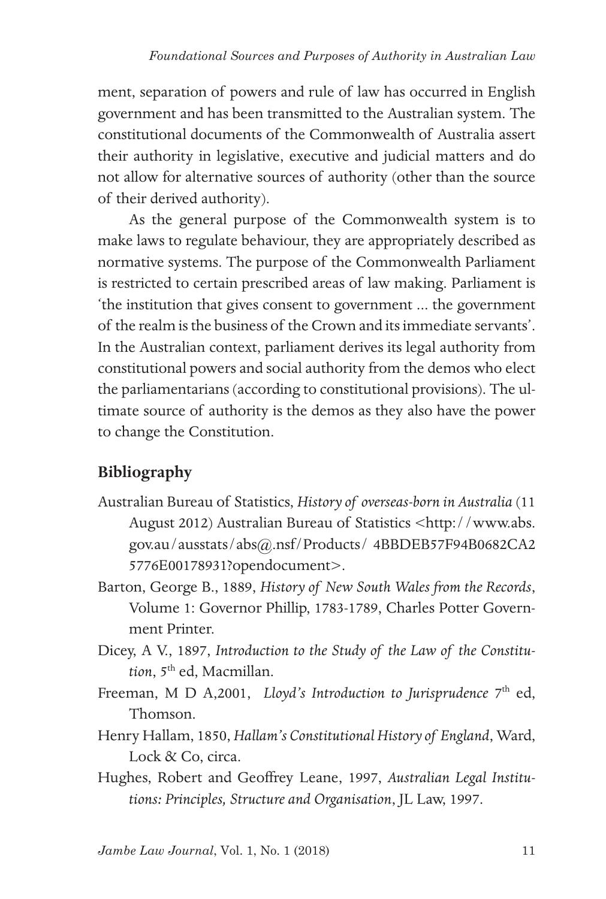ment, separation of powers and rule of law has occurred in English government and has been transmitted to the Australian system. The constitutional documents of the Commonwealth of Australia assert their authority in legislative, executive and judicial matters and do not allow for alternative sources of authority (other than the source of their derived authority).

As the general purpose of the Commonwealth system is to make laws to regulate behaviour, they are appropriately described as normative systems. The purpose of the Commonwealth Parliament is restricted to certain prescribed areas of law making. Parliament is 'the institution that gives consent to government ... the government of the realm is the business of the Crown and its immediate servants'. In the Australian context, parliament derives its legal authority from constitutional powers and social authority from the demos who elect the parliamentarians (according to constitutional provisions). The ultimate source of authority is the demos as they also have the power to change the Constitution.

## Bibliography

Australian Bureau of Statistics, *History of overseas-born in Australia* (11 August 2012) Australian Bureau of Statistics <http://www.abs.gov.au/ausstats/abs@.nsf/Products/ 4BBDEB57F94B0682CA25776E00178931?opendocument>.

Barton, George B., 1889, *History of New South Wales from the Records*, Volume 1: Governor Phillip, 1783-1789, Charles Potter Government Printer.

Dicey, A V., 1897, *Introduction to the Study of the Law of the Constitution*, 5th ed, Macmillan.

Freeman, M D A,2001, *Lloyd's Introduction to Jurisprudence* 7th ed, Thomson.

Henry Hallam, 1850, *Hallam's Constitutional History of England*, Ward, Lock & Co, circa.

Hughes, Robert and Geoffrey Leane, 1997, *Australian Legal Institutions: Principles, Structure and Organisation*, JL Law, 1997.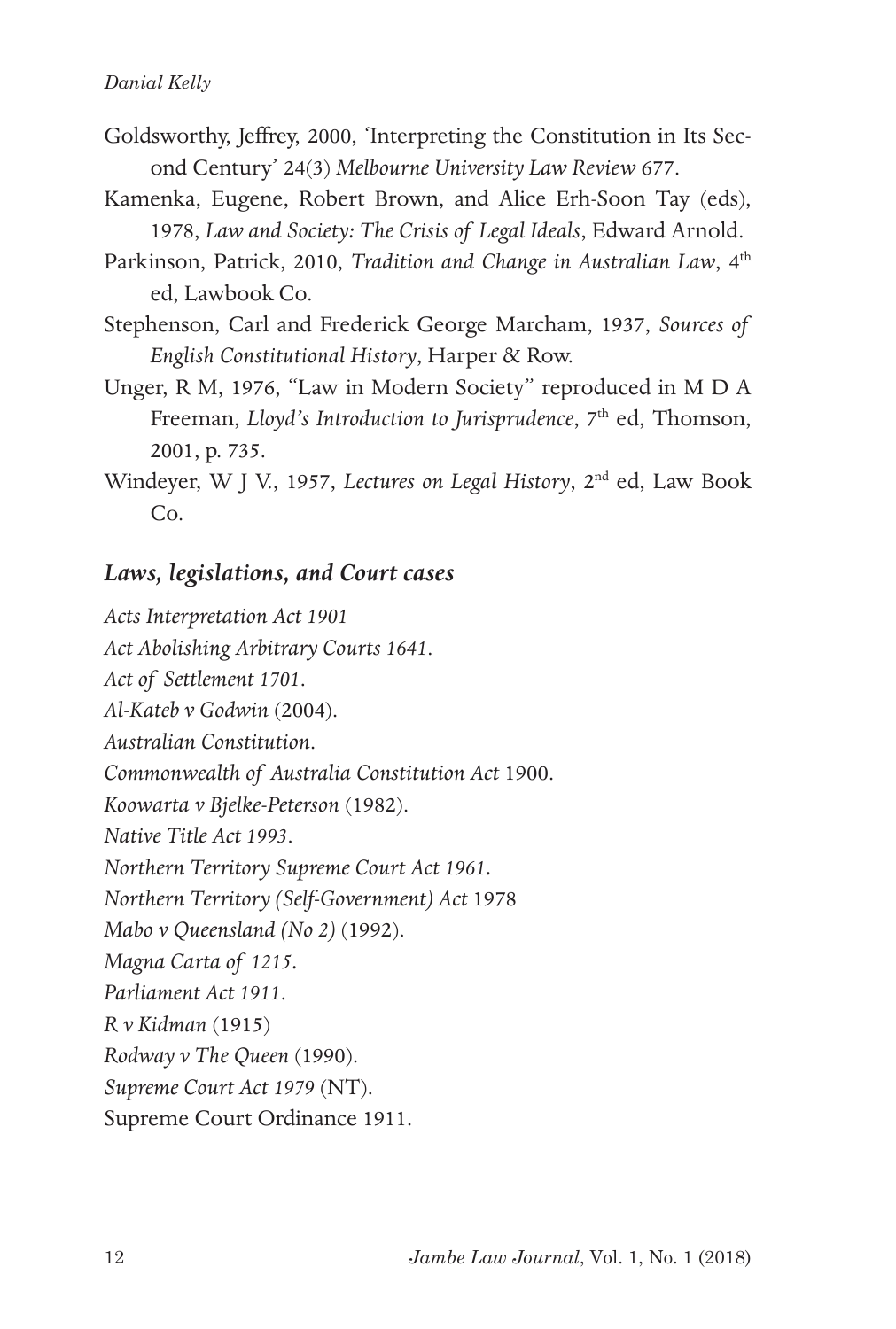Goldsworthy, Jeffrey, 2000, 'Interpreting the Constitution in Its Second Century' 24(3) *Melbourne University Law Review* 677.

Kamenka, Eugene, Robert Brown, and Alice Erh-Soon Tay (eds), 1978, *Law and Society: The Crisis of Legal Ideals*, Edward Arnold.

Parkinson, Patrick, 2010, *Tradition and Change in Australian Law*, 4th ed, Lawbook Co.

Stephenson, Carl and Frederick George Marcham, 1937, *Sources of English Constitutional History*, Harper & Row.

Unger, R M, 1976, "Law in Modern Society" reproduced in M D A Freeman, *Lloyd's Introduction to Jurisprudence*, 7th ed, Thomson, 2001, p. 735.

Windeyer, W J V., 1957, *Lectures on Legal History*, 2nd ed, Law Book Co.

### *Laws, legislations, and Court cases*

*Acts Interpretation Act 1901*

*Act Abolishing Arbitrary Courts 1641*.

*Act of Settlement 1701*.

*Al-Kateb v Godwin* (2004).

*Australian Constitution*.

*Commonwealth of Australia Constitution Act* 1900.

*Koowarta v Bjelke-Peterson* (1982).

*Native Title Act 1993*.

*Northern Territory Supreme Court Act 1961*.

*Northern Territory (Self-Government) Act* 1978

*Mabo v Queensland (No 2)* (1992).

*Magna Carta of 1215*.

*Parliament Act 1911*.

*R v Kidman* (1915)

*Rodway v The Queen* (1990).

*Supreme Court Act 1979* (NT).

Supreme Court Ordinance 1911.